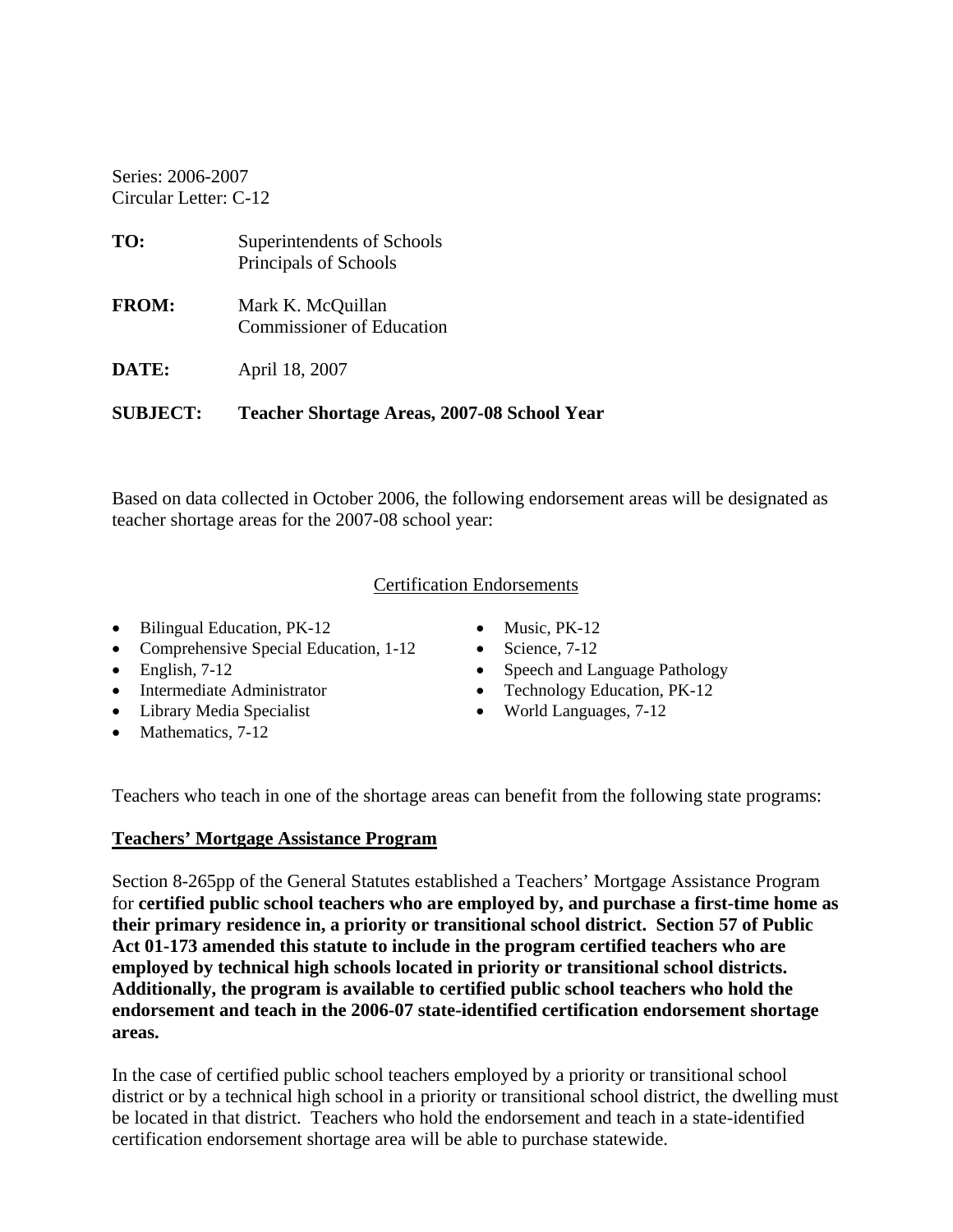Series: 2006-2007
Circular Letter: C-12

**TO:** Superintendents of Schools
Principals of Schools

**FROM:** Mark K. McQuillan
Commissioner of Education

**DATE:** April 18, 2007

**SUBJECT: Teacher Shortage Areas, 2007-08 School Year**

Based on data collected in October 2006, the following endorsement areas will be designated as teacher shortage areas for the 2007-08 school year:

Certification Endorsements

- Bilingual Education, PK-12
- Comprehensive Special Education, 1-12
- English, 7-12
- Intermediate Administrator
- Library Media Specialist
- Mathematics, 7-12
- Music, PK-12
- Science, 7-12
- Speech and Language Pathology
- Technology Education, PK-12
- World Languages, 7-12

Teachers who teach in one of the shortage areas can benefit from the following state programs:

**Teachers' Mortgage Assistance Program**

Section 8-265pp of the General Statutes established a Teachers' Mortgage Assistance Program for **certified public school teachers who are employed by, and purchase a first-time home as their primary residence in, a priority or transitional school district. Section 57 of Public Act 01-173 amended this statute to include in the program certified teachers who are employed by technical high schools located in priority or transitional school districts. Additionally, the program is available to certified public school teachers who hold the endorsement and teach in the 2006-07 state-identified certification endorsement shortage areas.**

In the case of certified public school teachers employed by a priority or transitional school district or by a technical high school in a priority or transitional school district, the dwelling must be located in that district. Teachers who hold the endorsement and teach in a state-identified certification endorsement shortage area will be able to purchase statewide.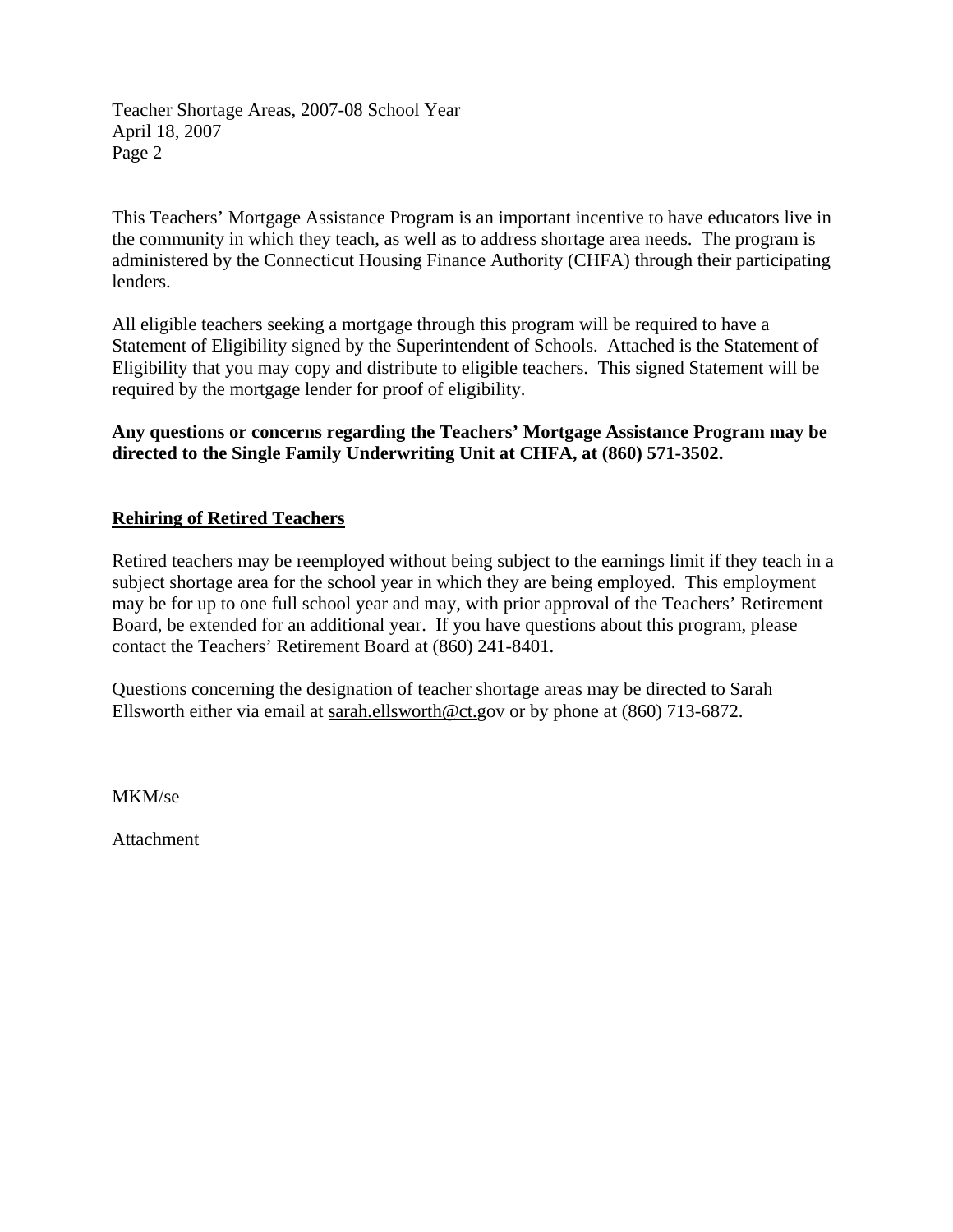This Teachers' Mortgage Assistance Program is an important incentive to have educators live in the community in which they teach, as well as to address shortage area needs. The program is administered by the Connecticut Housing Finance Authority (CHFA) through their participating lenders.

All eligible teachers seeking a mortgage through this program will be required to have a Statement of Eligibility signed by the Superintendent of Schools. Attached is the Statement of Eligibility that you may copy and distribute to eligible teachers. This signed Statement will be required by the mortgage lender for proof of eligibility.

**Any questions or concerns regarding the Teachers' Mortgage Assistance Program may be directed to the Single Family Underwriting Unit at CHFA, at (860) 571-3502.**

## Rehiring of Retired Teachers

Retired teachers may be reemployed without being subject to the earnings limit if they teach in a subject shortage area for the school year in which they are being employed. This employment may be for up to one full school year and may, with prior approval of the Teachers' Retirement Board, be extended for an additional year. If you have questions about this program, please contact the Teachers' Retirement Board at (860) 241-8401.

Questions concerning the designation of teacher shortage areas may be directed to Sarah Ellsworth either via email at sarah.ellsworth@ct.gov or by phone at (860) 713-6872.

MKM/se

Attachment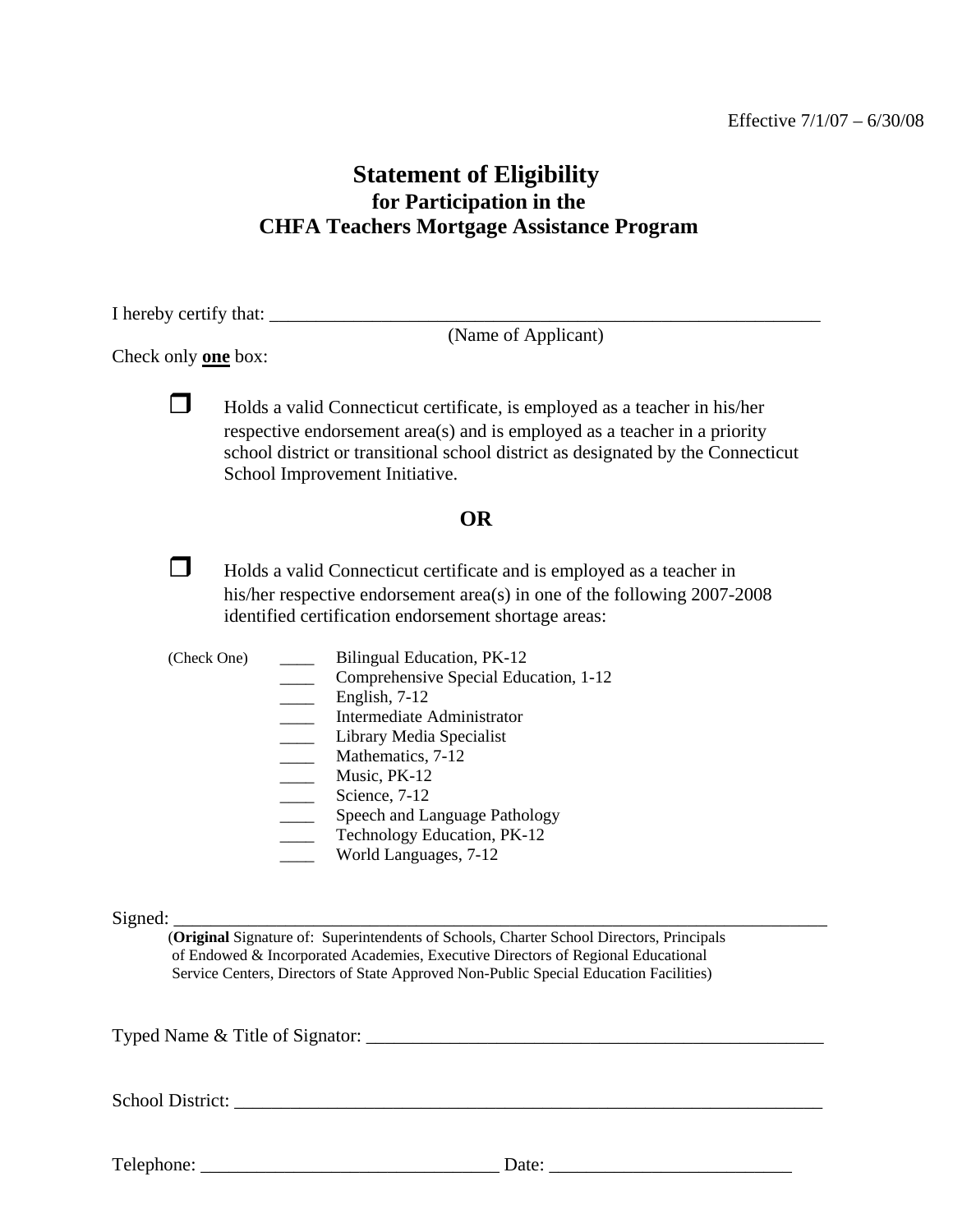Effective 7/1/07 – 6/30/08

# Statement of Eligibility
## for Participation in the
## CHFA Teachers Mortgage Assistance Program

I hereby certify that: ___________________________________________________________

(Name of Applicant)

Check only **one** box:

❐ Holds a valid Connecticut certificate, is employed as a teacher in his/her respective endorsement area(s) and is employed as a teacher in a priority school district or transitional school district as designated by the Connecticut School Improvement Initiative.

**OR**

❐ Holds a valid Connecticut certificate and is employed as a teacher in his/her respective endorsement area(s) in one of the following 2007-2008 identified certification endorsement shortage areas:

(Check One)

____ Bilingual Education, PK-12
____ Comprehensive Special Education, 1-12
____ English, 7-12
____ Intermediate Administrator
____ Library Media Specialist
____ Mathematics, 7-12
____ Music, PK-12
____ Science, 7-12
____ Speech and Language Pathology
____ Technology Education, PK-12
____ World Languages, 7-12

Signed: ______________________________________________________________________

(**Original** Signature of: Superintendents of Schools, Charter School Directors, Principals of Endowed & Incorporated Academies, Executive Directors of Regional Educational Service Centers, Directors of State Approved Non-Public Special Education Facilities)

Typed Name & Title of Signator: __________________________________________________

School District: _________________________________________________________________

Telephone: ________________________________ Date: __________________________